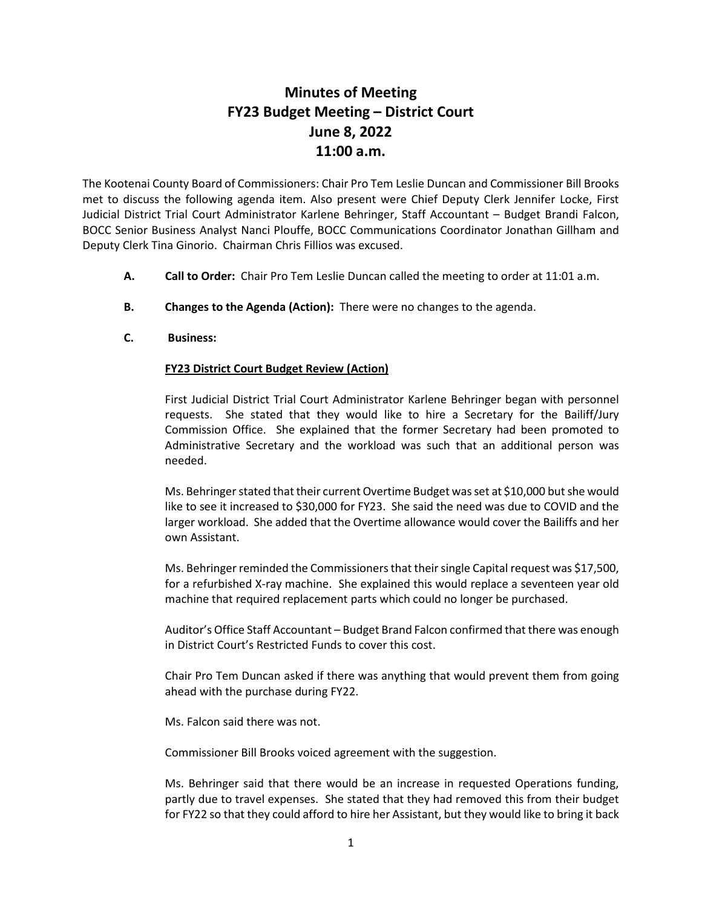# Minutes of Meeting
# FY23 Budget Meeting – District Court
# June 8, 2022
# 11:00 a.m.

The Kootenai County Board of Commissioners: Chair Pro Tem Leslie Duncan and Commissioner Bill Brooks met to discuss the following agenda item. Also present were Chief Deputy Clerk Jennifer Locke, First Judicial District Trial Court Administrator Karlene Behringer, Staff Accountant – Budget Brandi Falcon, BOCC Senior Business Analyst Nanci Plouffe, BOCC Communications Coordinator Jonathan Gillham and Deputy Clerk Tina Ginorio. Chairman Chris Fillios was excused.

**A. Call to Order:** Chair Pro Tem Leslie Duncan called the meeting to order at 11:01 a.m.

**B. Changes to the Agenda (Action):** There were no changes to the agenda.

**C. Business:**

**FY23 District Court Budget Review (Action)**

First Judicial District Trial Court Administrator Karlene Behringer began with personnel requests. She stated that they would like to hire a Secretary for the Bailiff/Jury Commission Office. She explained that the former Secretary had been promoted to Administrative Secretary and the workload was such that an additional person was needed.

Ms. Behringer stated that their current Overtime Budget was set at $10,000 but she would like to see it increased to $30,000 for FY23. She said the need was due to COVID and the larger workload. She added that the Overtime allowance would cover the Bailiffs and her own Assistant.

Ms. Behringer reminded the Commissioners that their single Capital request was $17,500, for a refurbished X-ray machine. She explained this would replace a seventeen year old machine that required replacement parts which could no longer be purchased.

Auditor's Office Staff Accountant – Budget Brand Falcon confirmed that there was enough in District Court's Restricted Funds to cover this cost.

Chair Pro Tem Duncan asked if there was anything that would prevent them from going ahead with the purchase during FY22.

Ms. Falcon said there was not.

Commissioner Bill Brooks voiced agreement with the suggestion.

Ms. Behringer said that there would be an increase in requested Operations funding, partly due to travel expenses. She stated that they had removed this from their budget for FY22 so that they could afford to hire her Assistant, but they would like to bring it back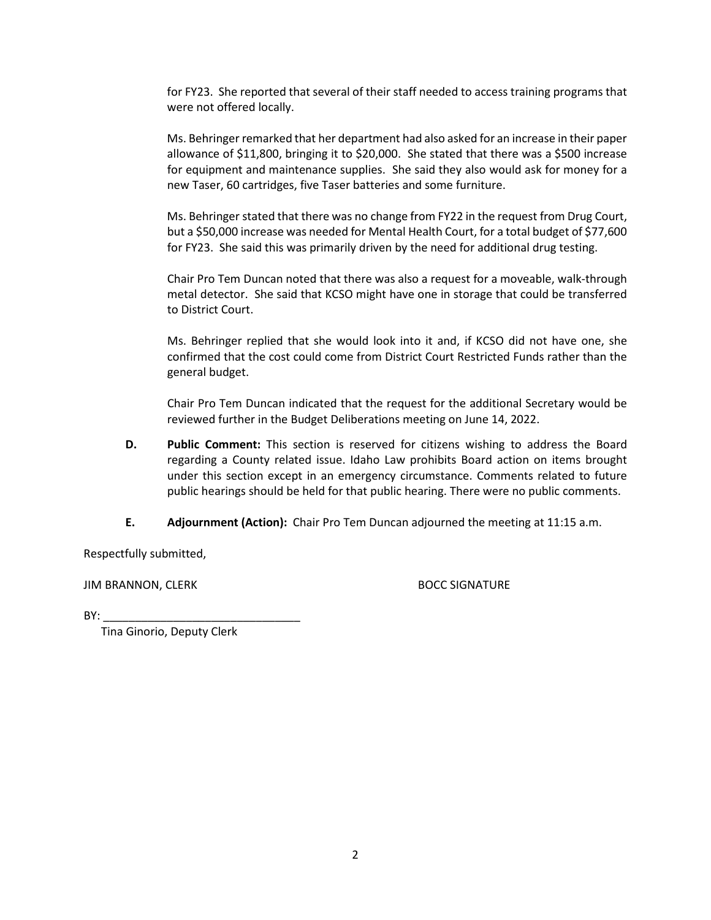for FY23. She reported that several of their staff needed to access training programs that were not offered locally.

Ms. Behringer remarked that her department had also asked for an increase in their paper allowance of $11,800, bringing it to $20,000. She stated that there was a $500 increase for equipment and maintenance supplies. She said they also would ask for money for a new Taser, 60 cartridges, five Taser batteries and some furniture.

Ms. Behringer stated that there was no change from FY22 in the request from Drug Court, but a $50,000 increase was needed for Mental Health Court, for a total budget of $77,600 for FY23. She said this was primarily driven by the need for additional drug testing.

Chair Pro Tem Duncan noted that there was also a request for a moveable, walk-through metal detector. She said that KCSO might have one in storage that could be transferred to District Court.

Ms. Behringer replied that she would look into it and, if KCSO did not have one, she confirmed that the cost could come from District Court Restricted Funds rather than the general budget.

Chair Pro Tem Duncan indicated that the request for the additional Secretary would be reviewed further in the Budget Deliberations meeting on June 14, 2022.

**D. Public Comment:** This section is reserved for citizens wishing to address the Board regarding a County related issue. Idaho Law prohibits Board action on items brought under this section except in an emergency circumstance. Comments related to future public hearings should be held for that public hearing. There were no public comments.

**E. Adjournment (Action):** Chair Pro Tem Duncan adjourned the meeting at 11:15 a.m.

Respectfully submitted,

JIM BRANNON, CLERK　　　　　　　　　　BOCC SIGNATURE

BY: _______________________________

Tina Ginorio, Deputy Clerk